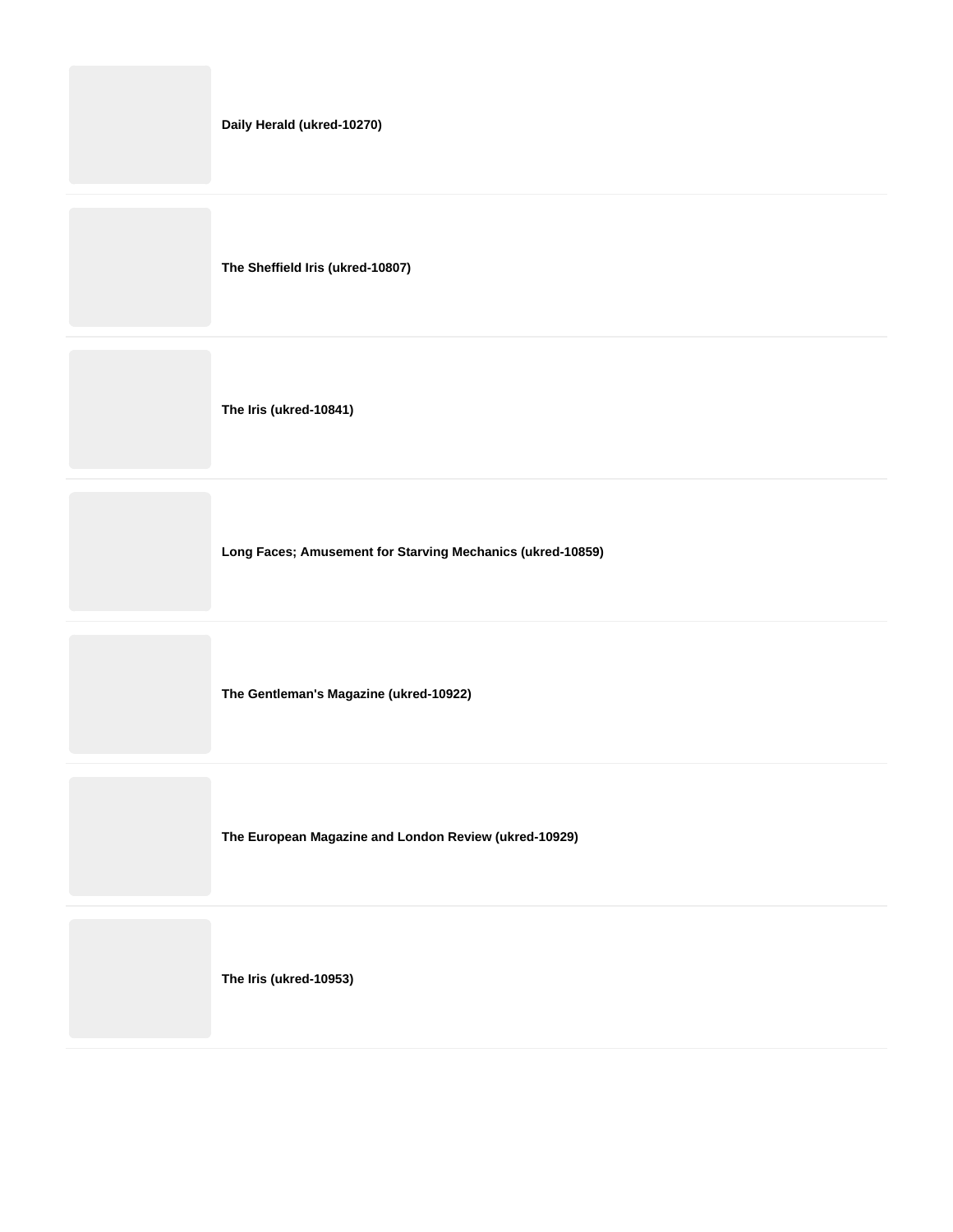**Daily Herald (ukred-10270)**

**The Sheffield Iris (ukred-10807)**

**The Iris (ukred-10841)**

**Long Faces; Amusement for Starving Mechanics (ukred-10859)**

**The Gentleman's Magazine (ukred-10922)**

**The European Magazine and London Review (ukred-10929)**

**The Iris (ukred-10953)**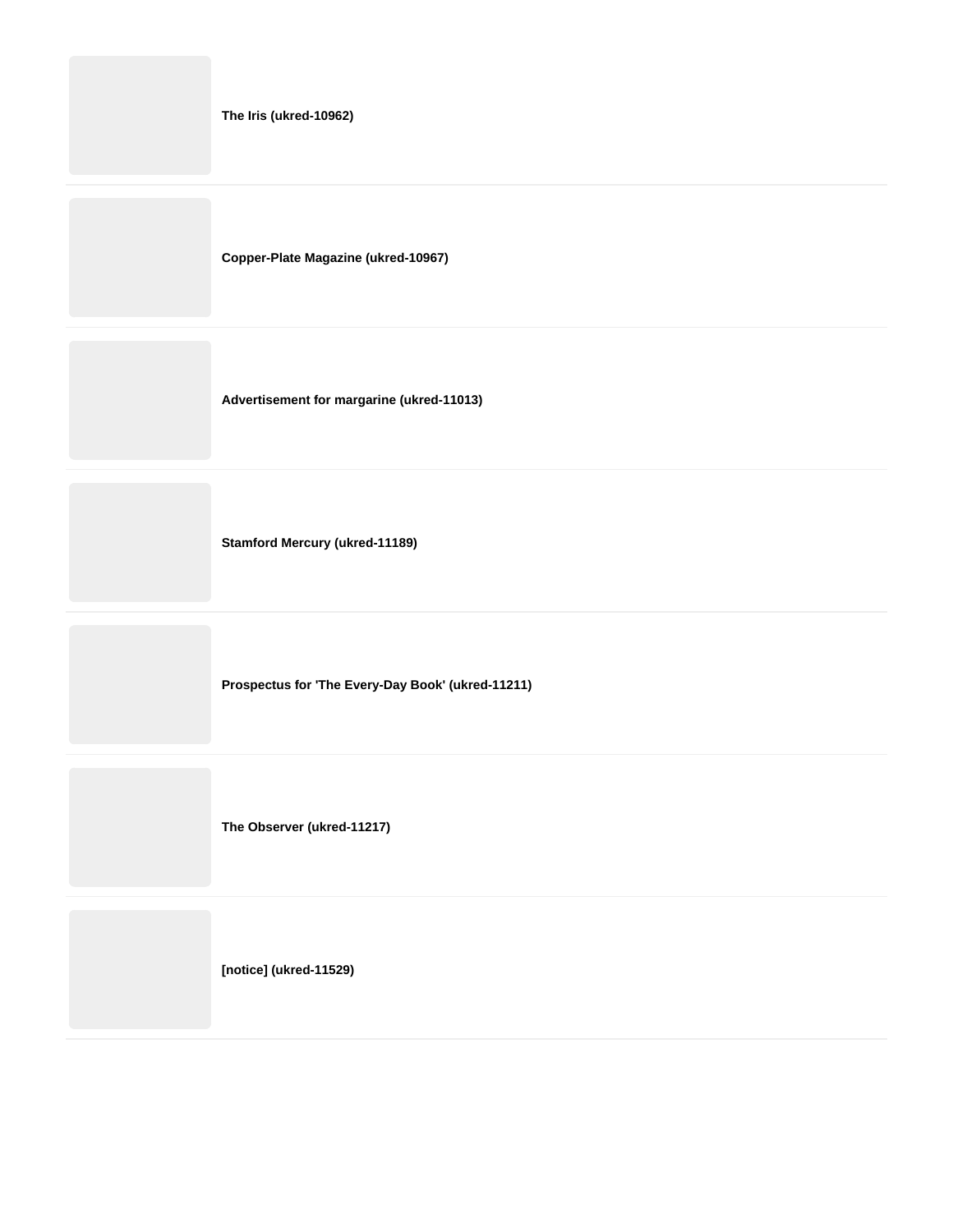**The Iris (ukred-10962)**

**Copper-Plate Magazine (ukred-10967)**

**Advertisement for margarine (ukred-11013)**

**Stamford Mercury (ukred-11189)**

**Prospectus for 'The Every-Day Book' (ukred-11211)**

**The Observer (ukred-11217)**

**[notice] (ukred-11529)**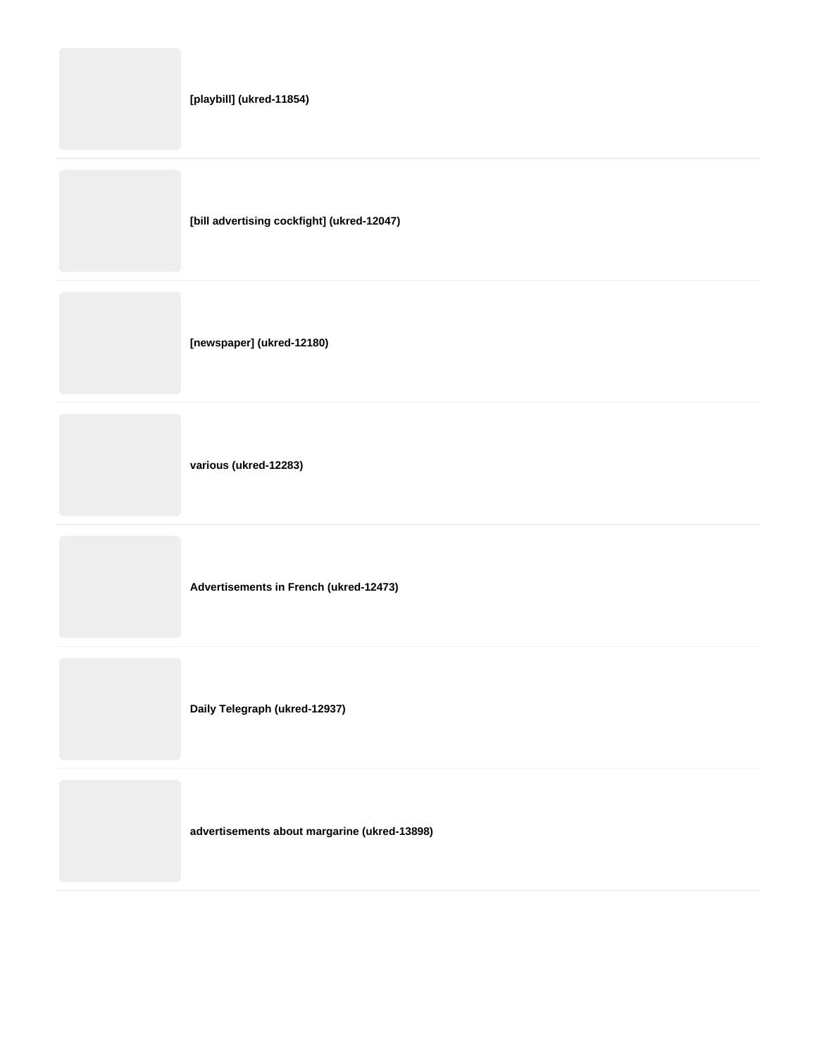**[playbill] (ukred-11854)**

**[bill advertising cockfight] (ukred-12047)**

**[newspaper] (ukred-12180)**

**various (ukred-12283)**

**Advertisements in French (ukred-12473)**

**Daily Telegraph (ukred-12937)**

**advertisements about margarine (ukred-13898)**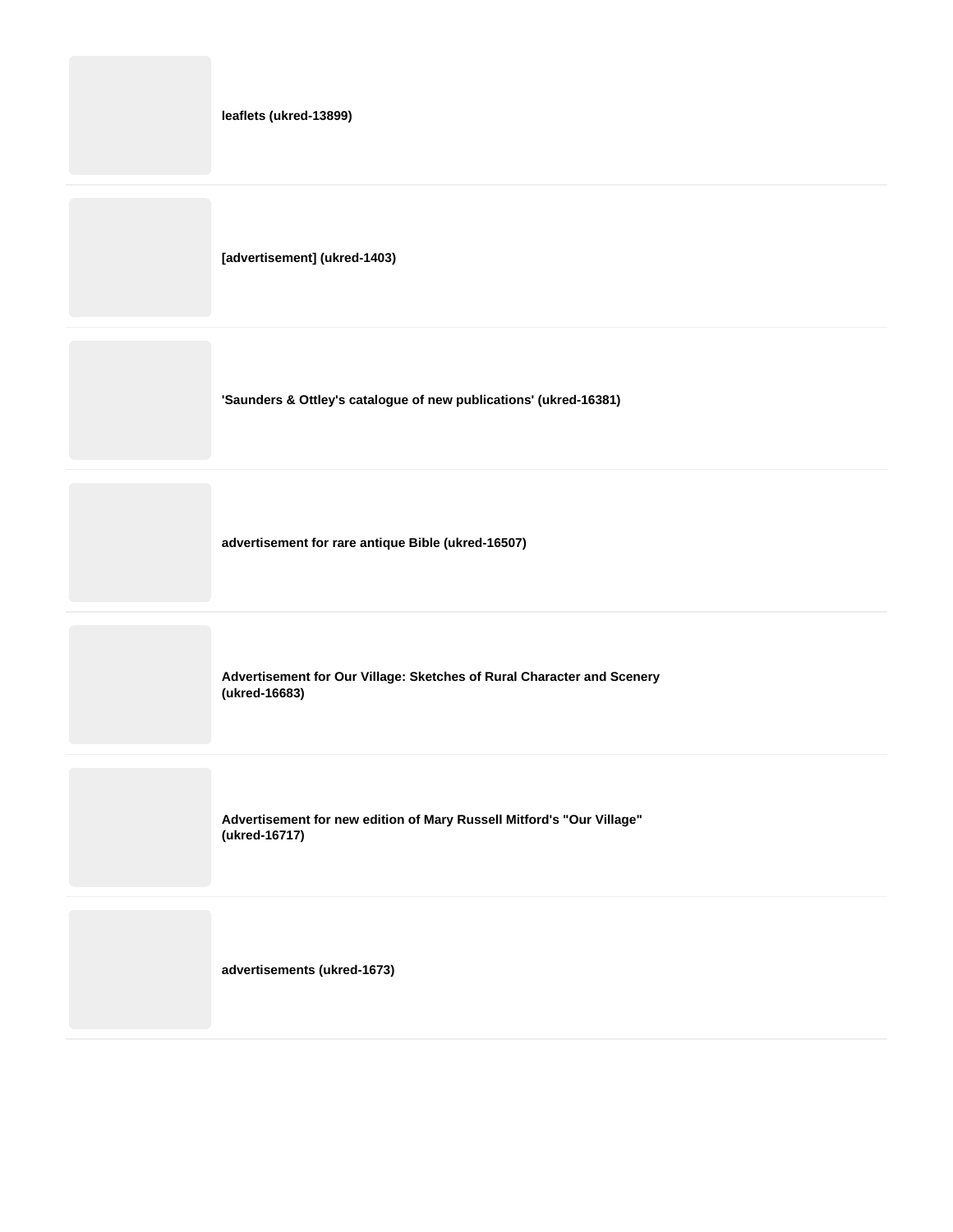**leaflets (ukred-13899)**

**[advertisement] (ukred-1403)**

**'Saunders & Ottley's catalogue of new publications' (ukred-16381)**

**advertisement for rare antique Bible (ukred-16507)**

**Advertisement for Our Village: Sketches of Rural Character and Scenery (ukred-16683)**

**Advertisement for new edition of Mary Russell Mitford's "Our Village" (ukred-16717)**

**advertisements (ukred-1673)**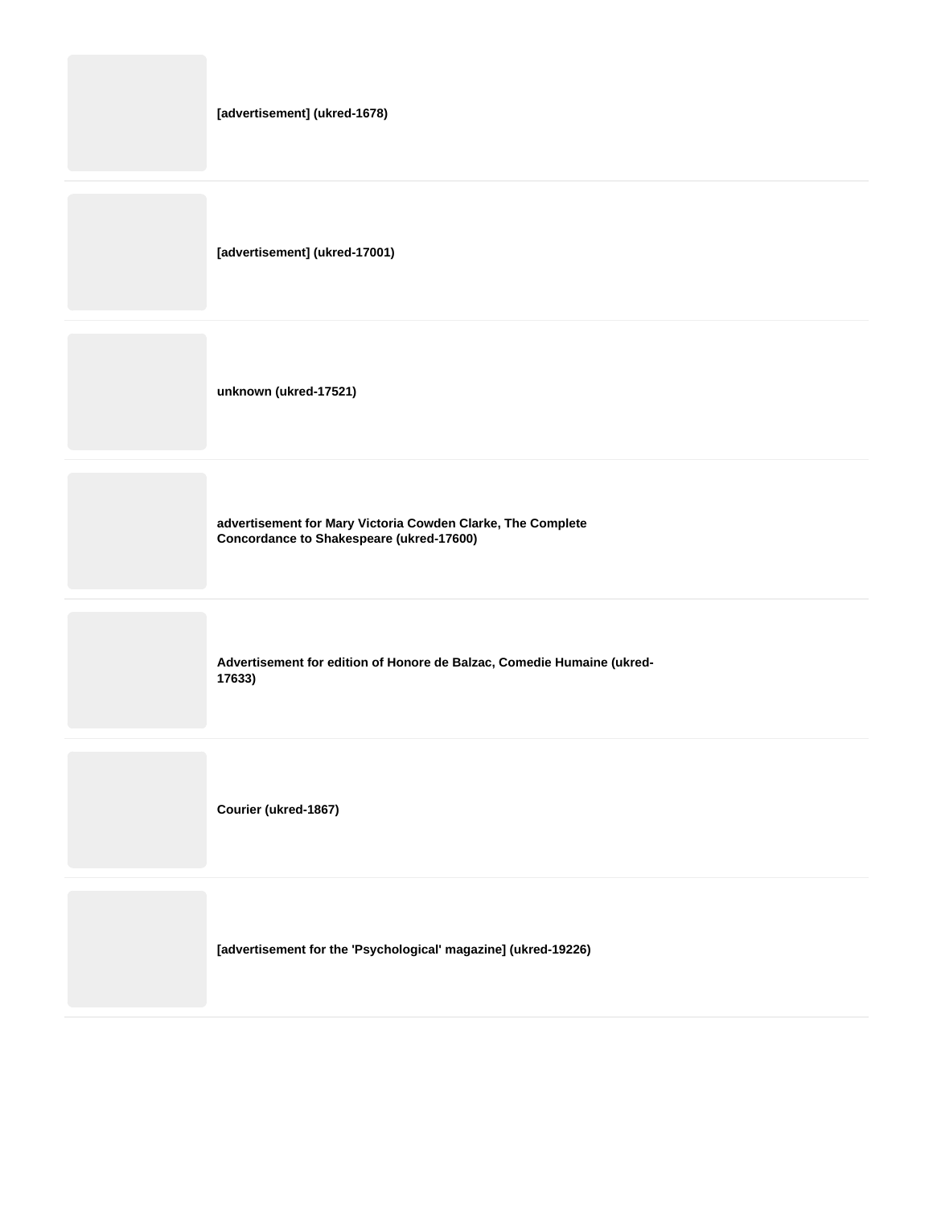**[advertisement] (ukred-1678)**

**[advertisement] (ukred-17001)**

**unknown (ukred-17521)**

**advertisement for Mary Victoria Cowden Clarke, The Complete Concordance to Shakespeare (ukred-17600)**

**Advertisement for edition of Honore de Balzac, Comedie Humaine (ukred-17633)**

**Courier (ukred-1867)**

**[advertisement for the 'Psychological' magazine] (ukred-19226)**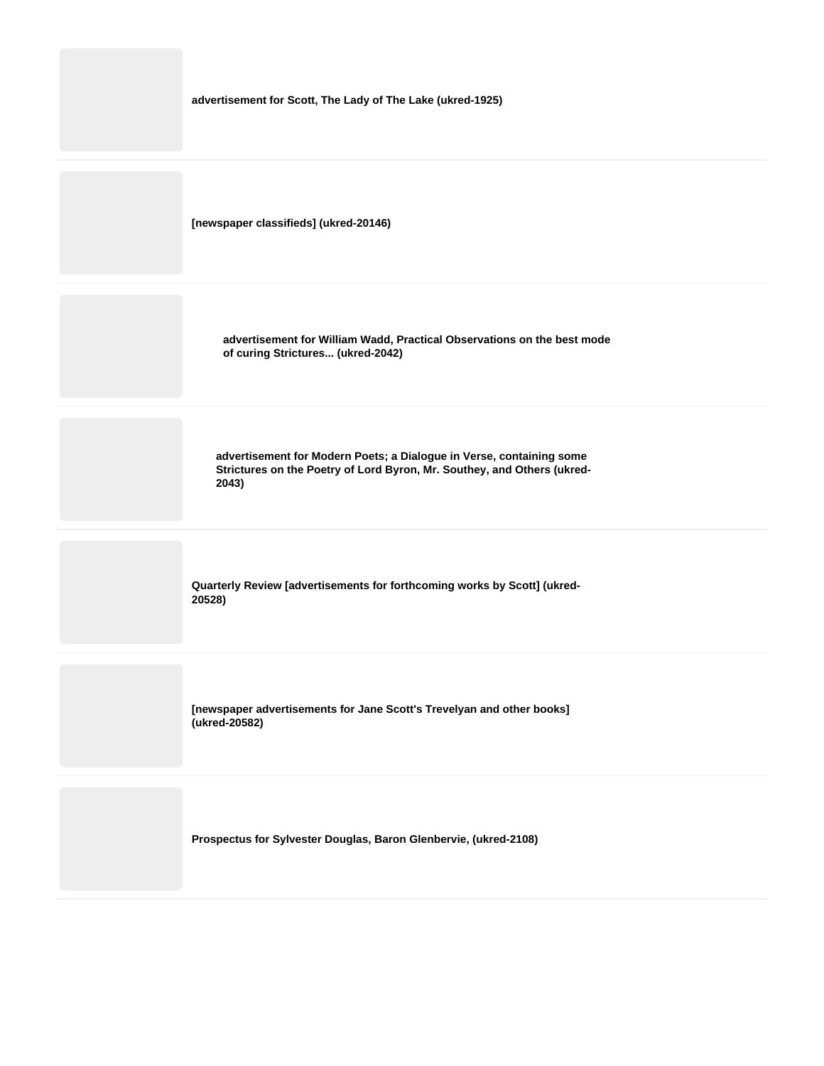**advertisement for Scott, The Lady of The Lake (ukred-1925)**

**[newspaper classifieds] (ukred-20146)**

**advertisement for William Wadd, Practical Observations on the best mode of curing Strictures... (ukred-2042)**

**advertisement for Modern Poets; a Dialogue in Verse, containing some Strictures on the Poetry of Lord Byron, Mr. Southey, and Others (ukred-2043)**

**Quarterly Review [advertisements for forthcoming works by Scott] (ukred-20528)**

**[newspaper advertisements for Jane Scott's Trevelyan and other books] (ukred-20582)**

**Prospectus for Sylvester Douglas, Baron Glenbervie, (ukred-2108)**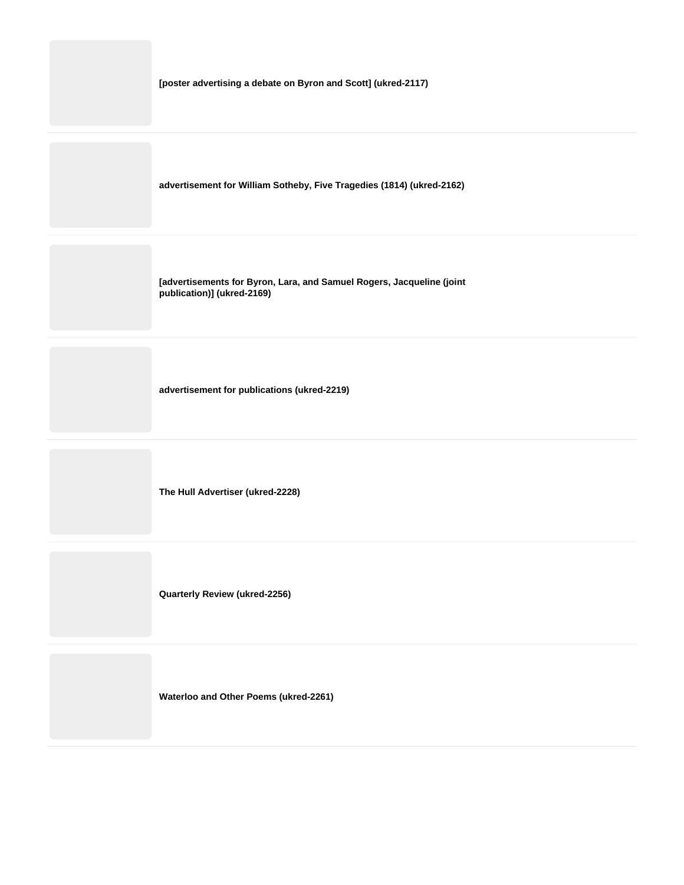**[poster advertising a debate on Byron and Scott] (ukred-2117)**

**advertisement for William Sotheby, Five Tragedies (1814) (ukred-2162)**

**[advertisements for Byron, Lara, and Samuel Rogers, Jacqueline (joint publication)] (ukred-2169)**

**advertisement for publications (ukred-2219)**

**The Hull Advertiser (ukred-2228)**

**Quarterly Review (ukred-2256)**

**Waterloo and Other Poems (ukred-2261)**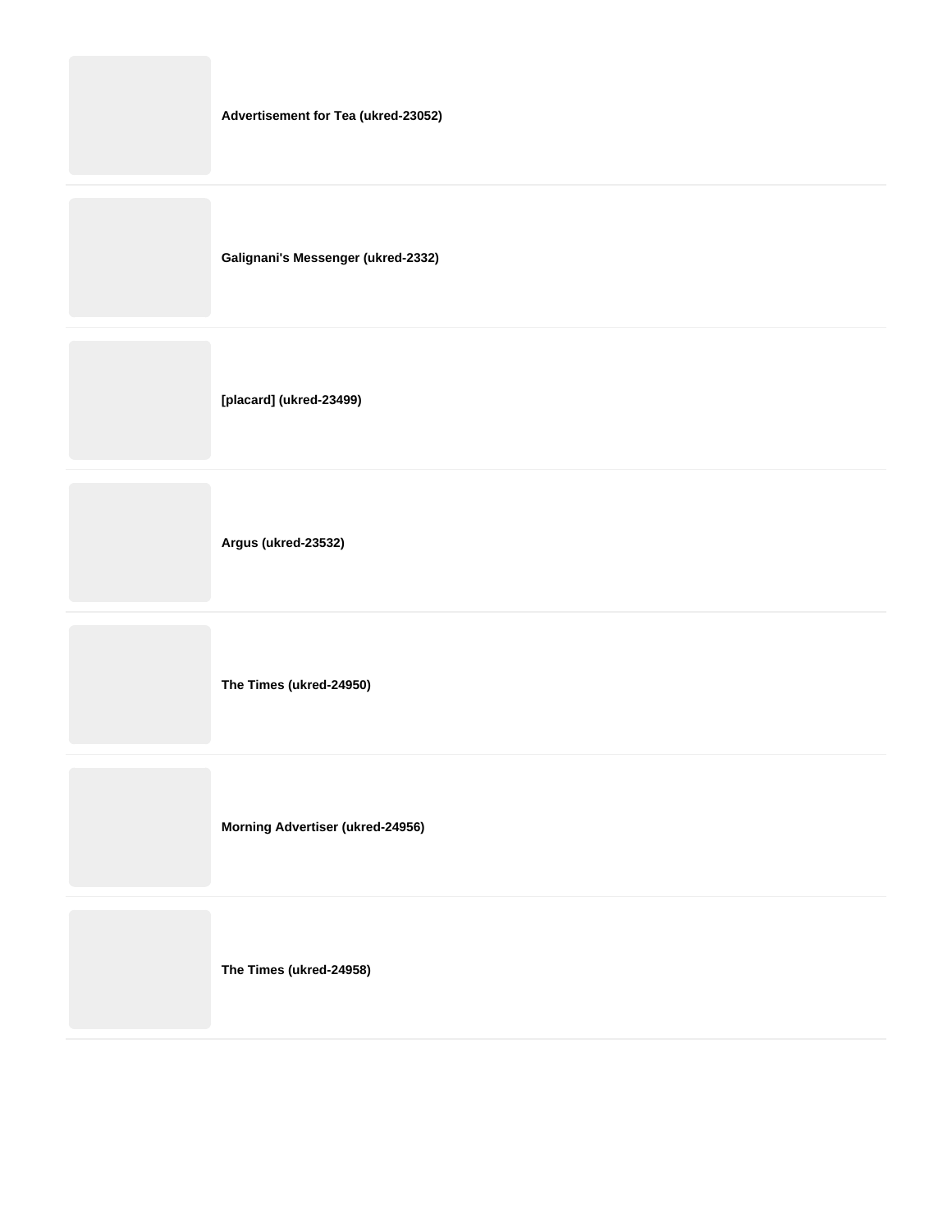**Advertisement for Tea (ukred-23052)**

**Galignani's Messenger (ukred-2332)**

**[placard] (ukred-23499)**

**Argus (ukred-23532)**

**The Times (ukred-24950)**

**Morning Advertiser (ukred-24956)**

**The Times (ukred-24958)**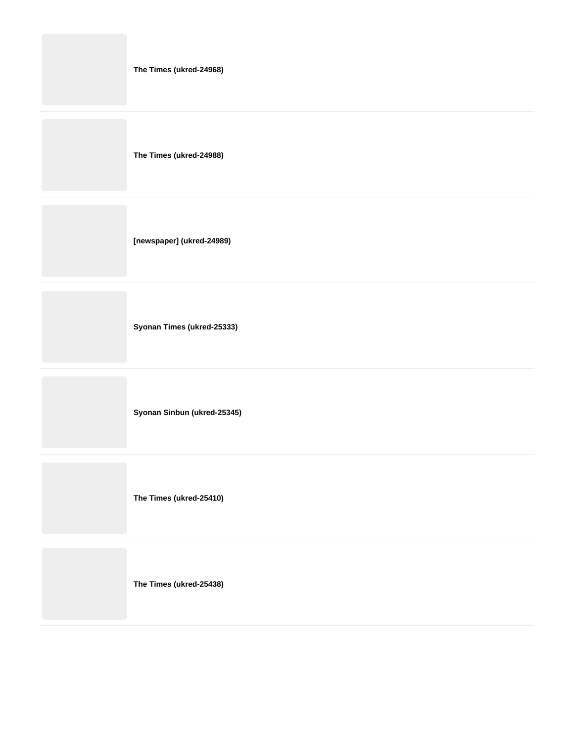**The Times (ukred-24968)**

**The Times (ukred-24988)**

**[newspaper] (ukred-24989)**

**Syonan Times (ukred-25333)**

**Syonan Sinbun (ukred-25345)**

**The Times (ukred-25410)**

**The Times (ukred-25438)**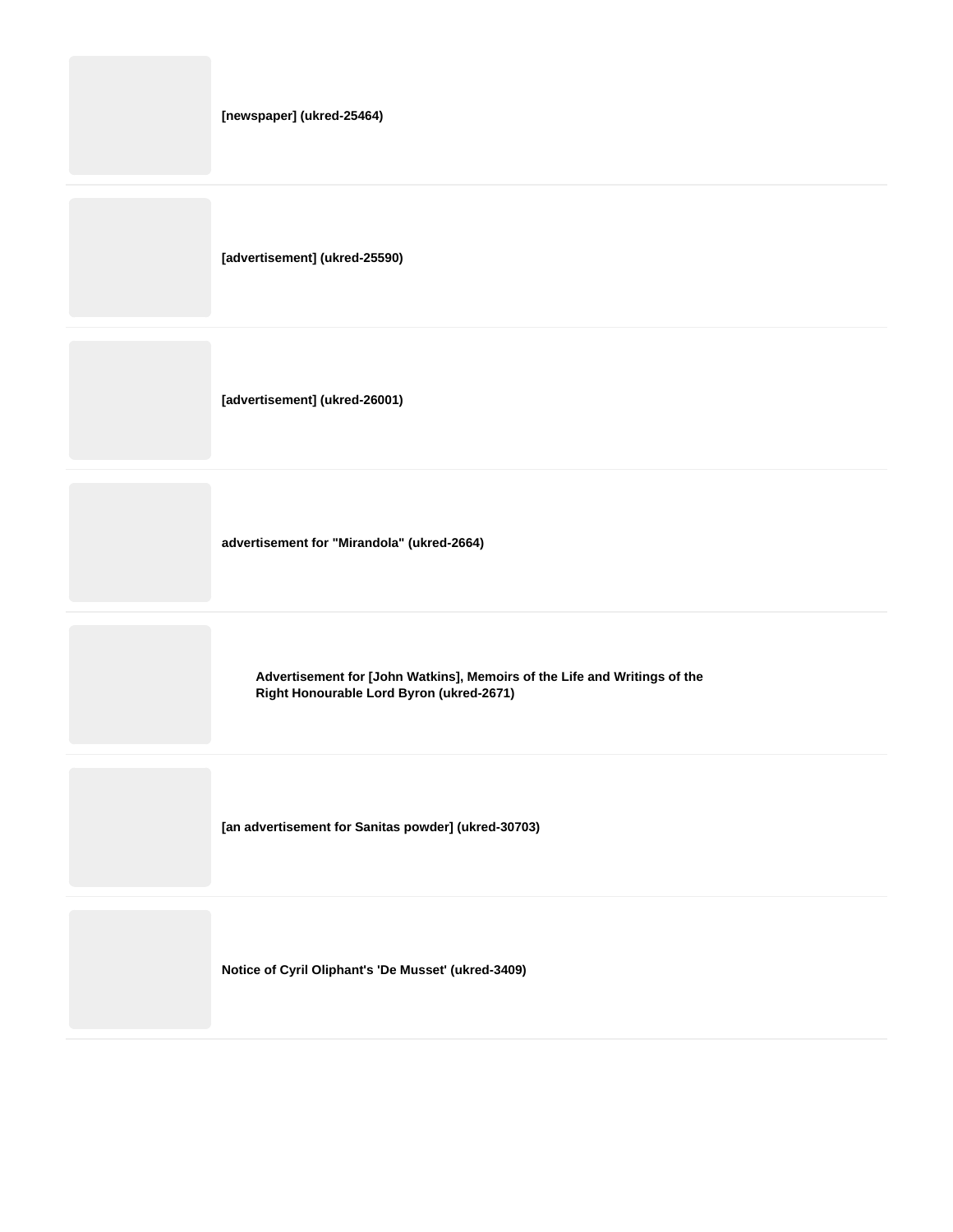**[newspaper] (ukred-25464)**

**[advertisement] (ukred-25590)**

**[advertisement] (ukred-26001)**

**advertisement for "Mirandola" (ukred-2664)**

**Advertisement for [John Watkins], Memoirs of the Life and Writings of the Right Honourable Lord Byron (ukred-2671)**

**[an advertisement for Sanitas powder] (ukred-30703)**

**Notice of Cyril Oliphant's 'De Musset' (ukred-3409)**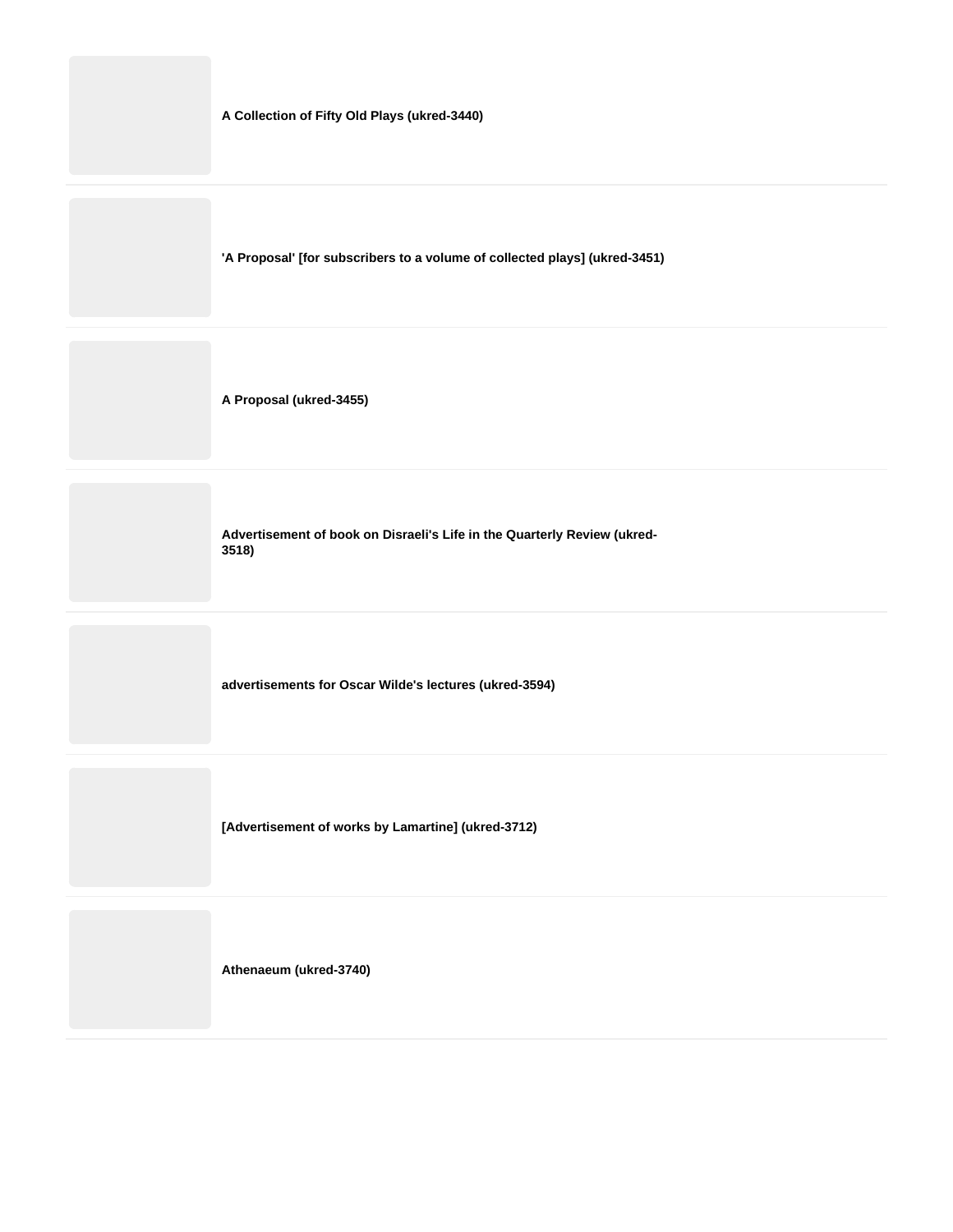**A Collection of Fifty Old Plays (ukred-3440)**

**'A Proposal' [for subscribers to a volume of collected plays] (ukred-3451)**

**A Proposal (ukred-3455)**

**Advertisement of book on Disraeli's Life in the Quarterly Review (ukred-3518)**

**advertisements for Oscar Wilde's lectures (ukred-3594)**

**[Advertisement of works by Lamartine] (ukred-3712)**

**Athenaeum (ukred-3740)**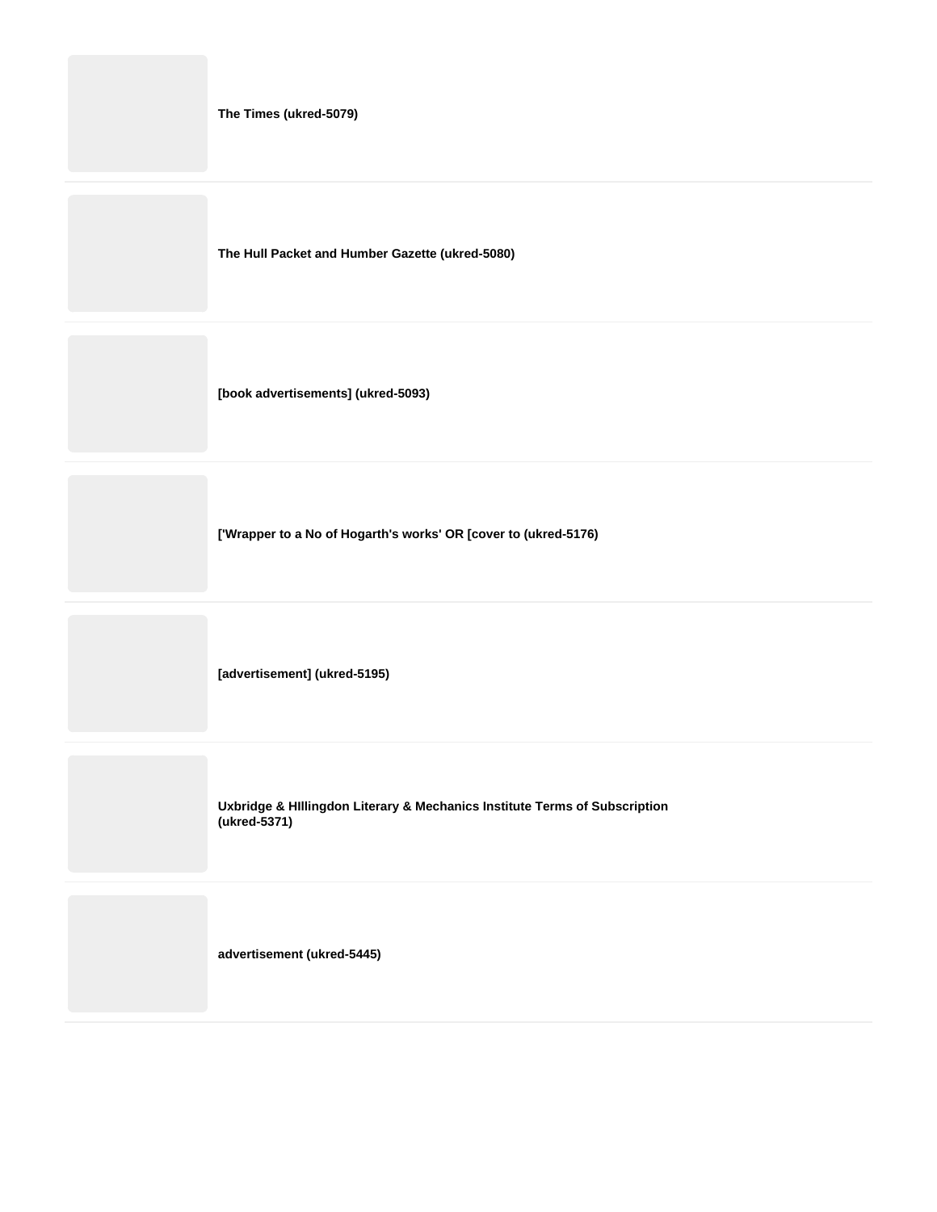**The Times (ukred-5079)**

---

**The Hull Packet and Humber Gazette (ukred-5080)**

---

**[book advertisements] (ukred-5093)**

---

**['Wrapper to a No of Hogarth's works' OR [cover to (ukred-5176)**

---

**[advertisement] (ukred-5195)**

---

**Uxbridge & HIllingdon Literary & Mechanics Institute Terms of Subscription (ukred-5371)**

---

**advertisement (ukred-5445)**

---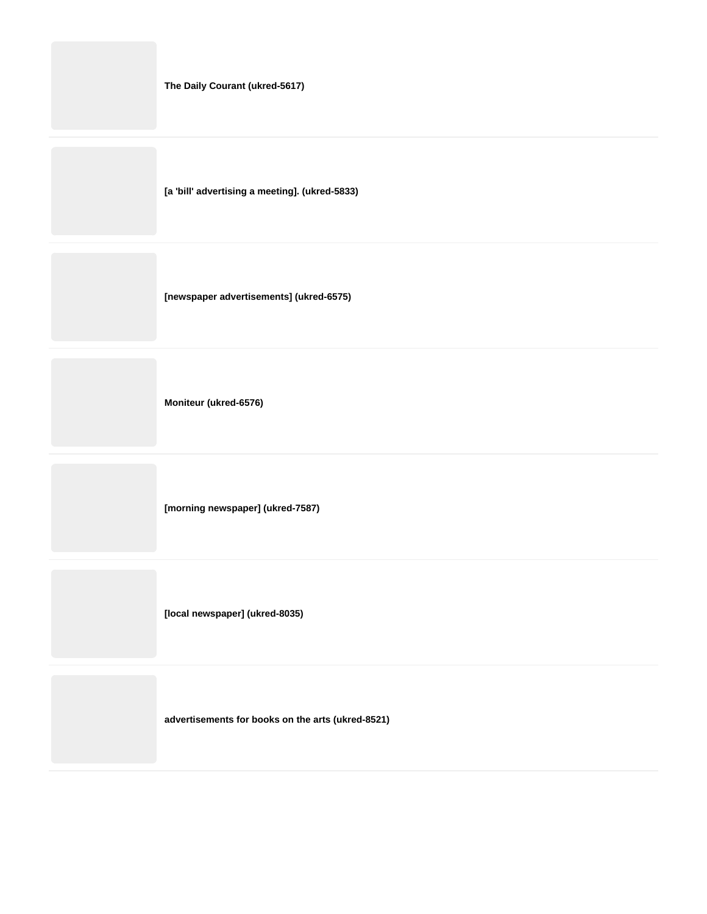**The Daily Courant (ukred-5617)**

---

**[a 'bill' advertising a meeting]. (ukred-5833)**

---

**[newspaper advertisements] (ukred-6575)**

---

**Moniteur (ukred-6576)**

---

**[morning newspaper] (ukred-7587)**

---

**[local newspaper] (ukred-8035)**

---

**advertisements for books on the arts (ukred-8521)**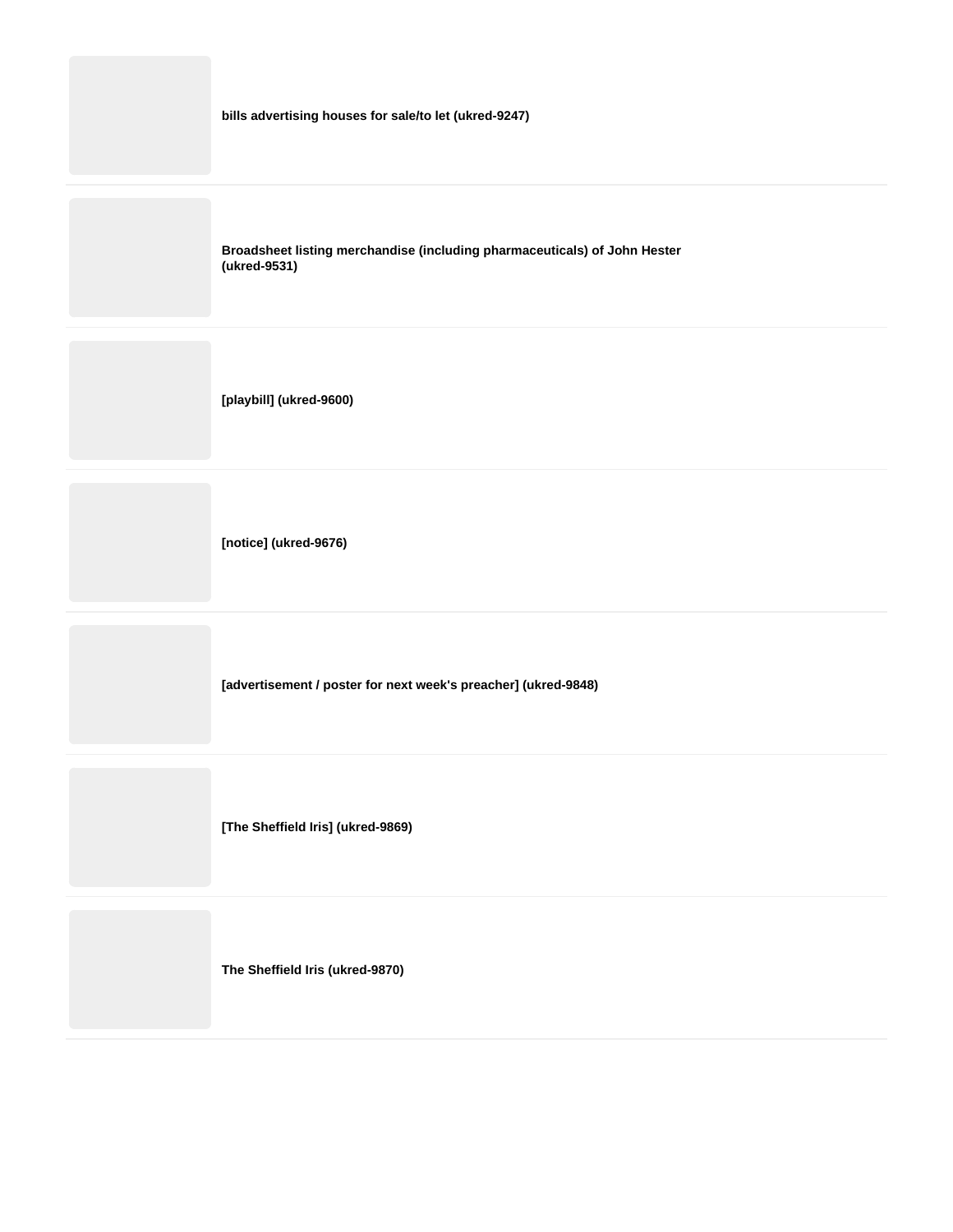**bills advertising houses for sale/to let (ukred-9247)**

---

**Broadsheet listing merchandise (including pharmaceuticals) of John Hester (ukred-9531)**

---

**[playbill] (ukred-9600)**

---

**[notice] (ukred-9676)**

---

**[advertisement / poster for next week's preacher] (ukred-9848)**

---

**[The Sheffield Iris] (ukred-9869)**

---

**The Sheffield Iris (ukred-9870)**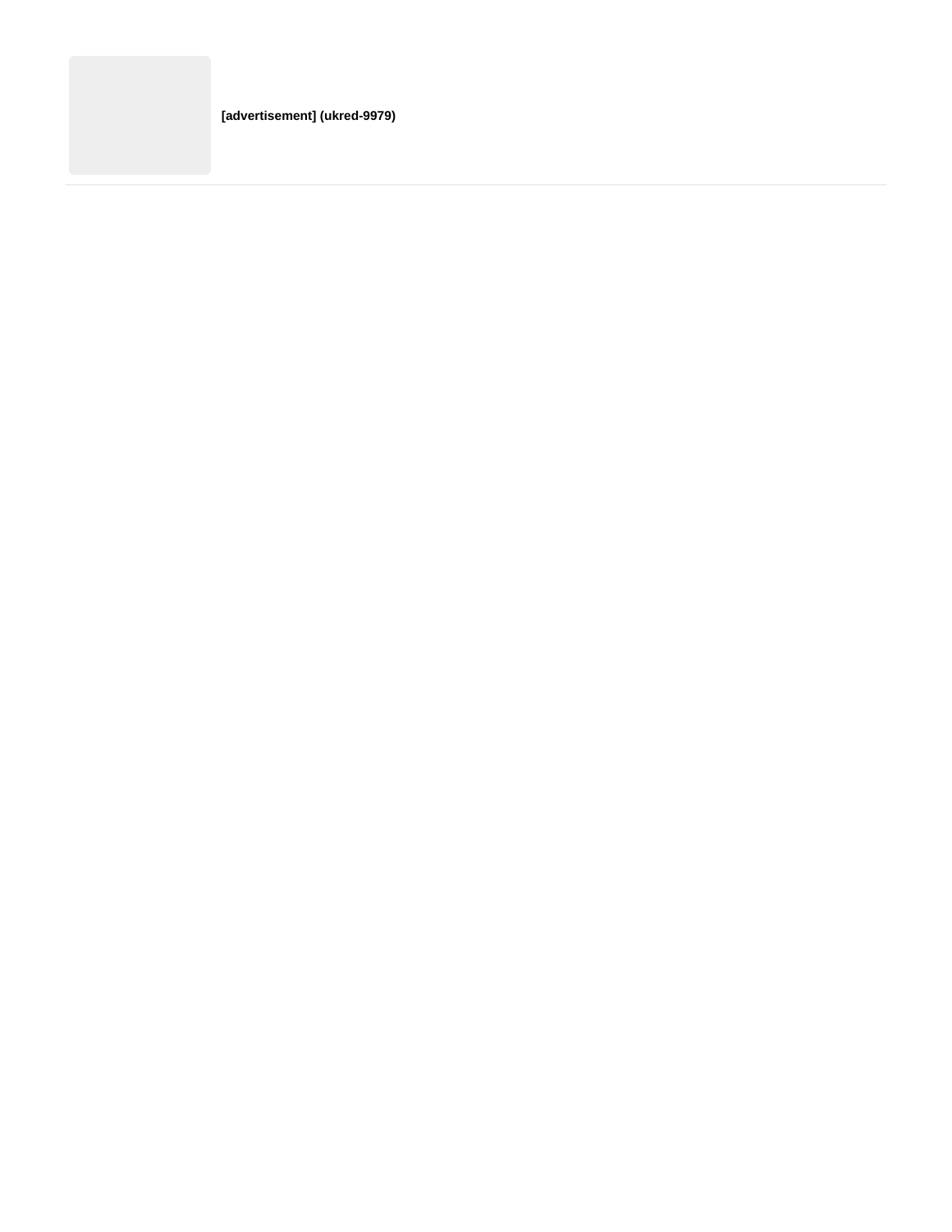[advertisement] (ukred-9979)